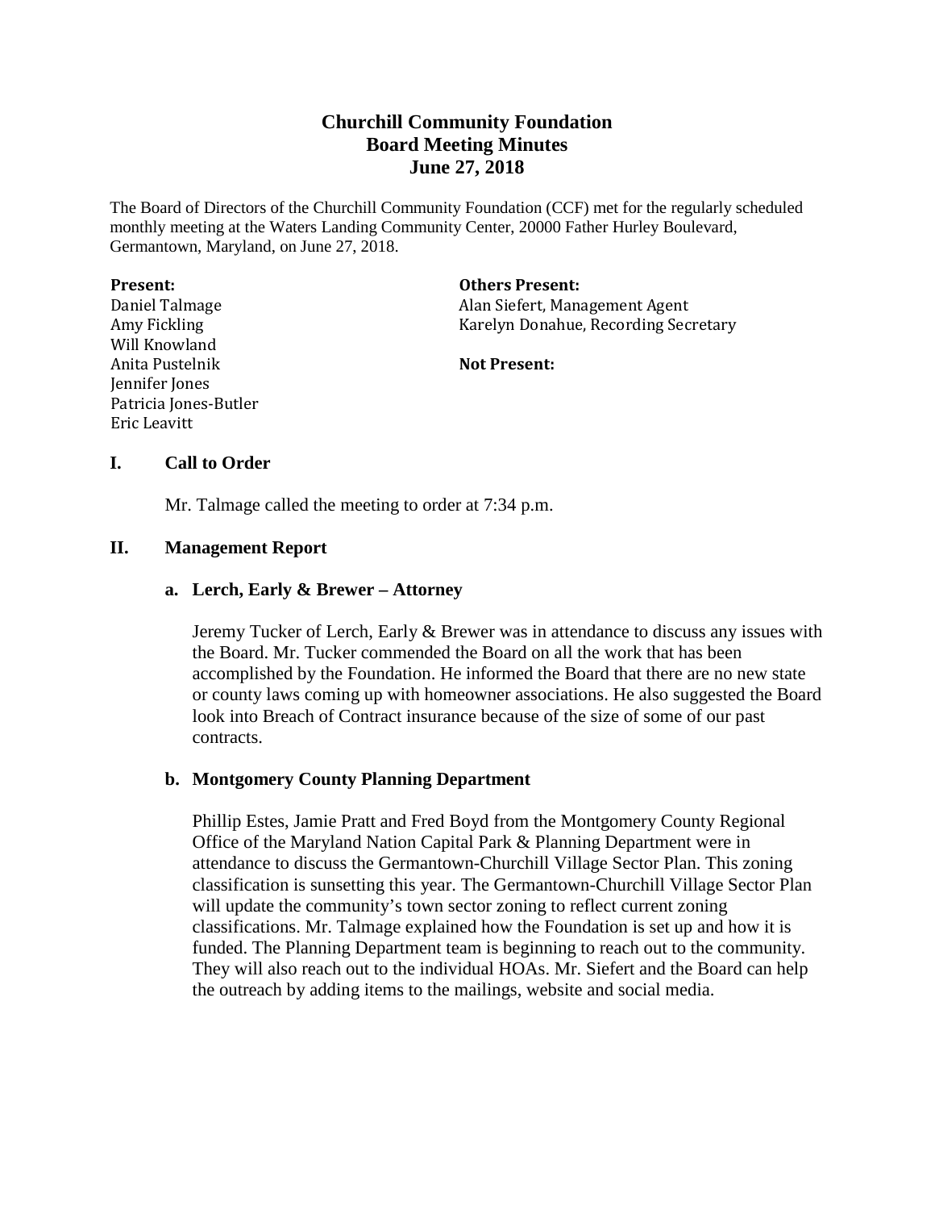# Churchill Community Foundation
## Board Meeting Minutes
### June 27, 2018

The Board of Directors of the Churchill Community Foundation (CCF) met for the regularly scheduled monthly meeting at the Waters Landing Community Center, 20000 Father Hurley Boulevard, Germantown, Maryland, on June 27, 2018.

**Present:**
Daniel Talmage
Amy Fickling
Will Knowland
Anita Pustelnik
Jennifer Jones
Patricia Jones-Butler
Eric Leavitt

**Others Present:**
Alan Siefert, Management Agent
Karelyn Donahue, Recording Secretary

**Not Present:**

## I. Call to Order

Mr. Talmage called the meeting to order at 7:34 p.m.

## II. Management Report

### a. Lerch, Early & Brewer – Attorney

Jeremy Tucker of Lerch, Early & Brewer was in attendance to discuss any issues with the Board. Mr. Tucker commended the Board on all the work that has been accomplished by the Foundation. He informed the Board that there are no new state or county laws coming up with homeowner associations. He also suggested the Board look into Breach of Contract insurance because of the size of some of our past contracts.

### b. Montgomery County Planning Department

Phillip Estes, Jamie Pratt and Fred Boyd from the Montgomery County Regional Office of the Maryland Nation Capital Park & Planning Department were in attendance to discuss the Germantown-Churchill Village Sector Plan. This zoning classification is sunsetting this year. The Germantown-Churchill Village Sector Plan will update the community's town sector zoning to reflect current zoning classifications. Mr. Talmage explained how the Foundation is set up and how it is funded. The Planning Department team is beginning to reach out to the community. They will also reach out to the individual HOAs. Mr. Siefert and the Board can help the outreach by adding items to the mailings, website and social media.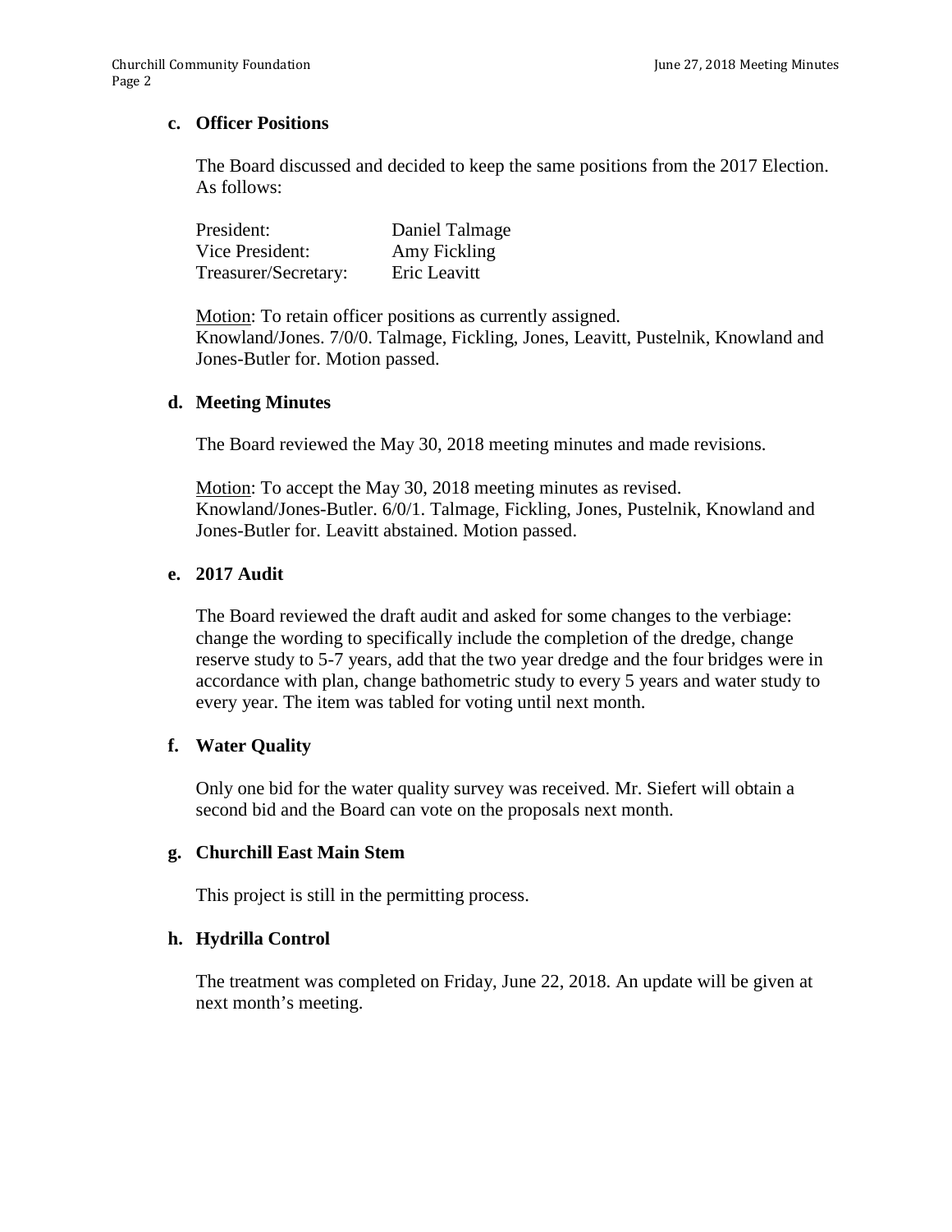### c. Officer Positions

The Board discussed and decided to keep the same positions from the 2017 Election. As follows:

| | |
|---|---|
| President: | Daniel Talmage |
| Vice President: | Amy Fickling |
| Treasurer/Secretary: | Eric Leavitt |

Motion: To retain officer positions as currently assigned. Knowland/Jones. 7/0/0. Talmage, Fickling, Jones, Leavitt, Pustelnik, Knowland and Jones-Butler for. Motion passed.

### d. Meeting Minutes

The Board reviewed the May 30, 2018 meeting minutes and made revisions.

Motion: To accept the May 30, 2018 meeting minutes as revised. Knowland/Jones-Butler. 6/0/1. Talmage, Fickling, Jones, Pustelnik, Knowland and Jones-Butler for. Leavitt abstained. Motion passed.

### e. 2017 Audit

The Board reviewed the draft audit and asked for some changes to the verbiage: change the wording to specifically include the completion of the dredge, change reserve study to 5-7 years, add that the two year dredge and the four bridges were in accordance with plan, change bathometric study to every 5 years and water study to every year. The item was tabled for voting until next month.

### f. Water Quality

Only one bid for the water quality survey was received. Mr. Siefert will obtain a second bid and the Board can vote on the proposals next month.

### g. Churchill East Main Stem

This project is still in the permitting process.

### h. Hydrilla Control

The treatment was completed on Friday, June 22, 2018. An update will be given at next month's meeting.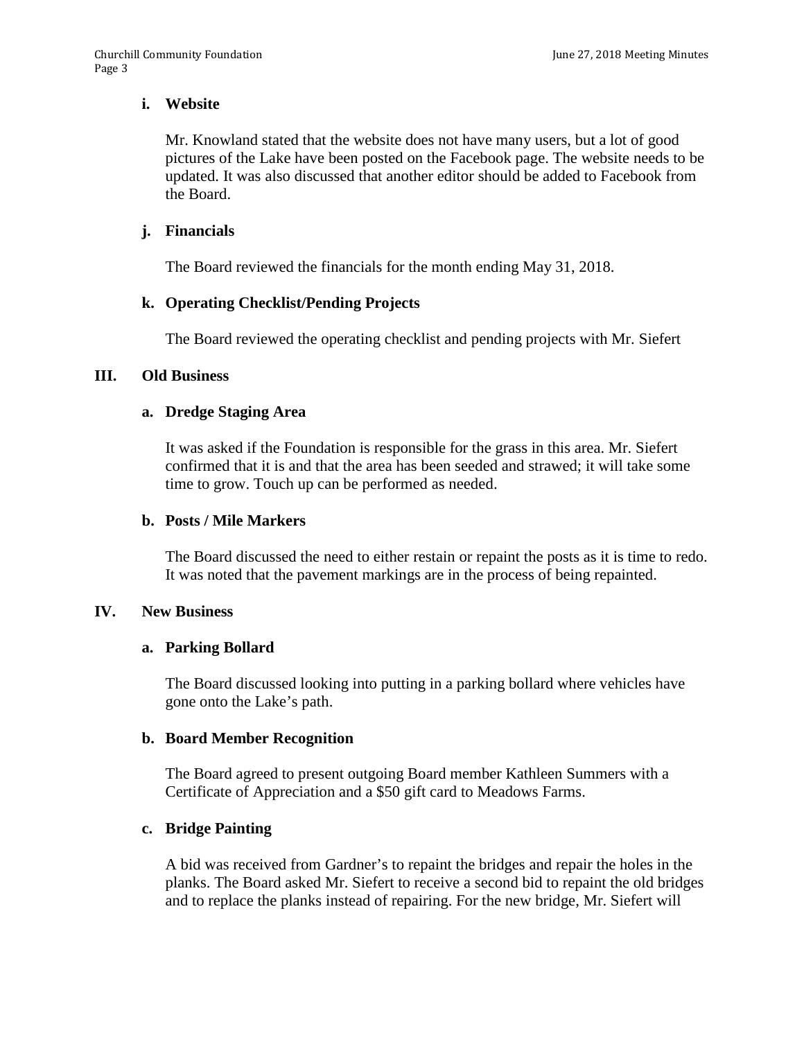**i. Website**

Mr. Knowland stated that the website does not have many users, but a lot of good pictures of the Lake have been posted on the Facebook page. The website needs to be updated. It was also discussed that another editor should be added to Facebook from the Board.

**j. Financials**

The Board reviewed the financials for the month ending May 31, 2018.

**k. Operating Checklist/Pending Projects**

The Board reviewed the operating checklist and pending projects with Mr. Siefert

## III. Old Business

**a. Dredge Staging Area**

It was asked if the Foundation is responsible for the grass in this area. Mr. Siefert confirmed that it is and that the area has been seeded and strawed; it will take some time to grow. Touch up can be performed as needed.

**b. Posts / Mile Markers**

The Board discussed the need to either restain or repaint the posts as it is time to redo. It was noted that the pavement markings are in the process of being repainted.

## IV. New Business

**a. Parking Bollard**

The Board discussed looking into putting in a parking bollard where vehicles have gone onto the Lake's path.

**b. Board Member Recognition**

The Board agreed to present outgoing Board member Kathleen Summers with a Certificate of Appreciation and a $50 gift card to Meadows Farms.

**c. Bridge Painting**

A bid was received from Gardner's to repaint the bridges and repair the holes in the planks. The Board asked Mr. Siefert to receive a second bid to repaint the old bridges and to replace the planks instead of repairing. For the new bridge, Mr. Siefert will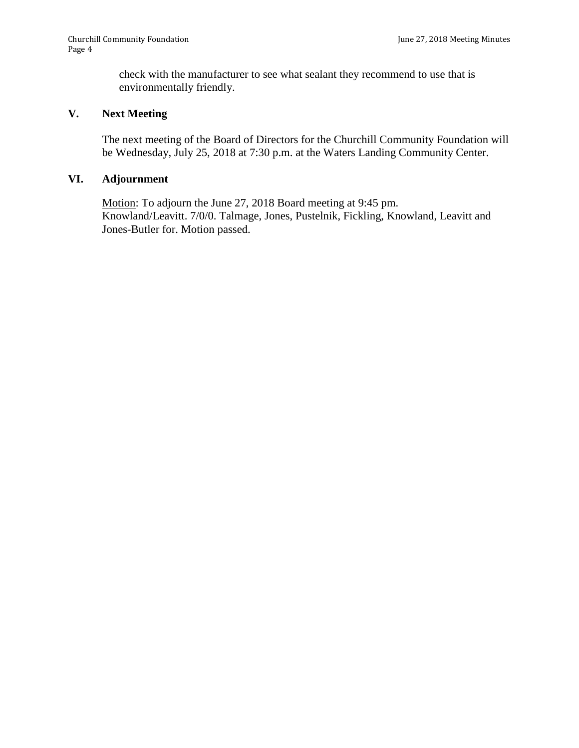check with the manufacturer to see what sealant they recommend to use that is environmentally friendly.

## V. Next Meeting

The next meeting of the Board of Directors for the Churchill Community Foundation will be Wednesday, July 25, 2018 at 7:30 p.m. at the Waters Landing Community Center.

## VI. Adjournment

Motion: To adjourn the June 27, 2018 Board meeting at 9:45 pm. Knowland/Leavitt. 7/0/0. Talmage, Jones, Pustelnik, Fickling, Knowland, Leavitt and Jones-Butler for. Motion passed.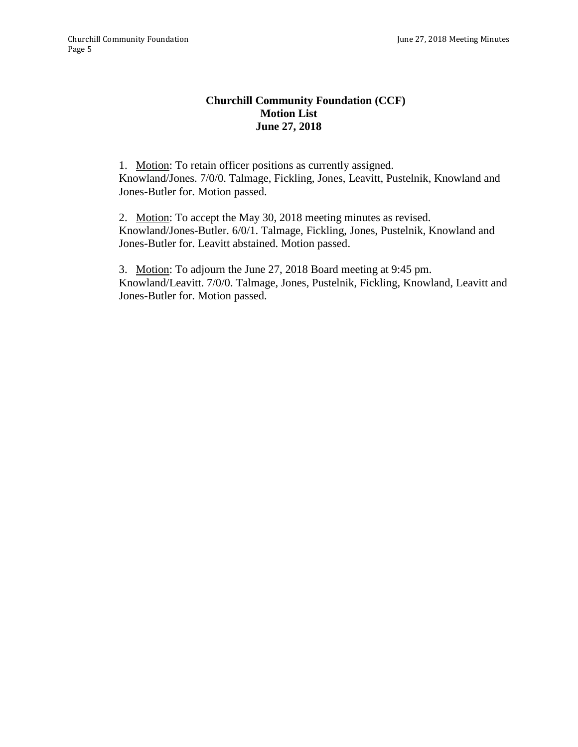# Churchill Community Foundation (CCF)
## Motion List
## June 27, 2018

1. Motion: To retain officer positions as currently assigned. Knowland/Jones. 7/0/0. Talmage, Fickling, Jones, Leavitt, Pustelnik, Knowland and Jones-Butler for. Motion passed.

2. Motion: To accept the May 30, 2018 meeting minutes as revised. Knowland/Jones-Butler. 6/0/1. Talmage, Fickling, Jones, Pustelnik, Knowland and Jones-Butler for. Leavitt abstained. Motion passed.

3. Motion: To adjourn the June 27, 2018 Board meeting at 9:45 pm. Knowland/Leavitt. 7/0/0. Talmage, Jones, Pustelnik, Fickling, Knowland, Leavitt and Jones-Butler for. Motion passed.